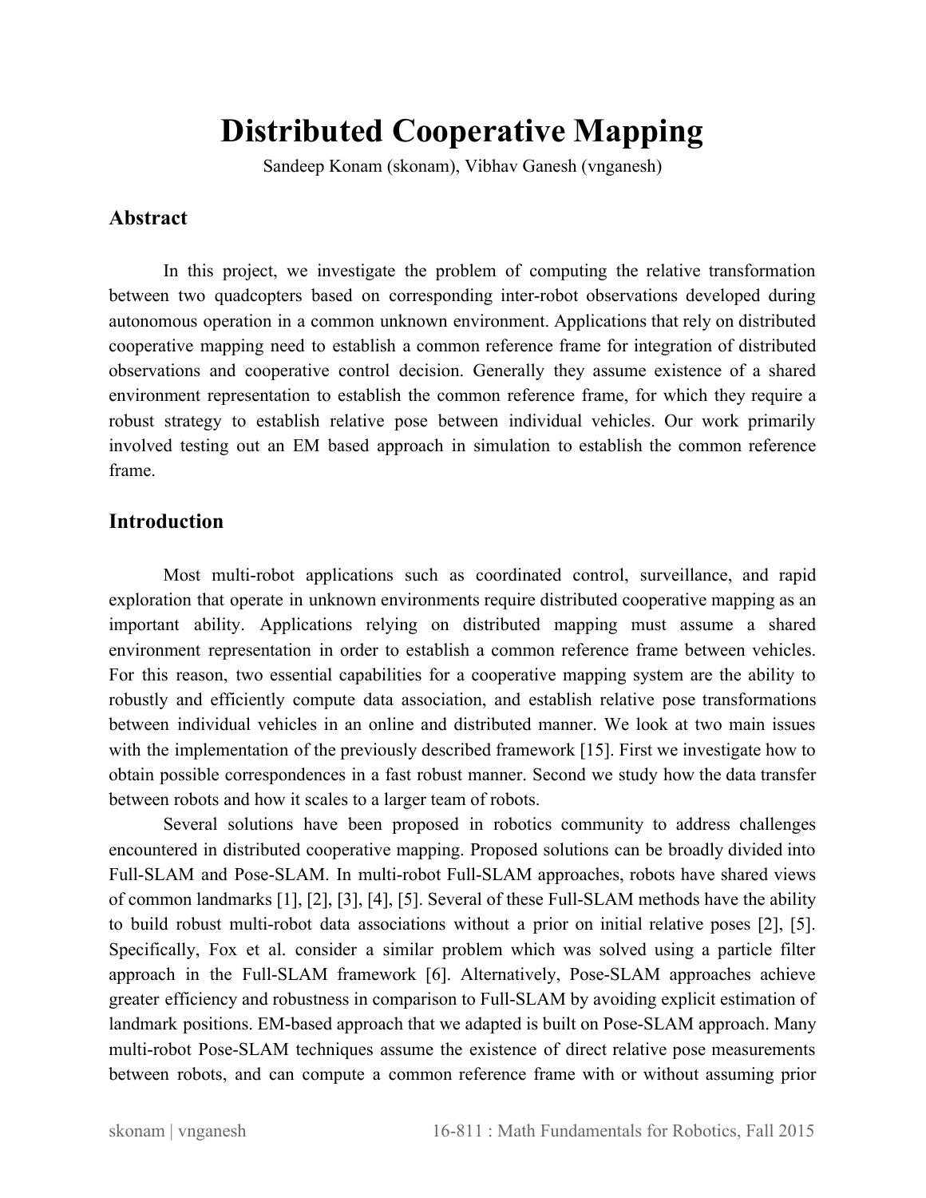# Distributed Cooperative Mapping

Sandeep Konam (skonam), Vibhav Ganesh (vnganesh)

## Abstract

In this project, we investigate the problem of computing the relative transformation between two quadcopters based on corresponding inter-robot observations developed during autonomous operation in a common unknown environment. Applications that rely on distributed cooperative mapping need to establish a common reference frame for integration of distributed observations and cooperative control decision. Generally they assume existence of a shared environment representation to establish the common reference frame, for which they require a robust strategy to establish relative pose between individual vehicles. Our work primarily involved testing out an EM based approach in simulation to establish the common reference frame.

## Introduction

Most multi-robot applications such as coordinated control, surveillance, and rapid exploration that operate in unknown environments require distributed cooperative mapping as an important ability. Applications relying on distributed mapping must assume a shared environment representation in order to establish a common reference frame between vehicles. For this reason, two essential capabilities for a cooperative mapping system are the ability to robustly and efficiently compute data association, and establish relative pose transformations between individual vehicles in an online and distributed manner. We look at two main issues with the implementation of the previously described framework [15]. First we investigate how to obtain possible correspondences in a fast robust manner. Second we study how the data transfer between robots and how it scales to a larger team of robots.

Several solutions have been proposed in robotics community to address challenges encountered in distributed cooperative mapping. Proposed solutions can be broadly divided into Full-SLAM and Pose-SLAM. In multi-robot Full-SLAM approaches, robots have shared views of common landmarks [1], [2], [3], [4], [5]. Several of these Full-SLAM methods have the ability to build robust multi-robot data associations without a prior on initial relative poses [2], [5]. Specifically, Fox et al. consider a similar problem which was solved using a particle filter approach in the Full-SLAM framework [6]. Alternatively, Pose-SLAM approaches achieve greater efficiency and robustness in comparison to Full-SLAM by avoiding explicit estimation of landmark positions. EM-based approach that we adapted is built on Pose-SLAM approach. Many multi-robot Pose-SLAM techniques assume the existence of direct relative pose measurements between robots, and can compute a common reference frame with or without assuming prior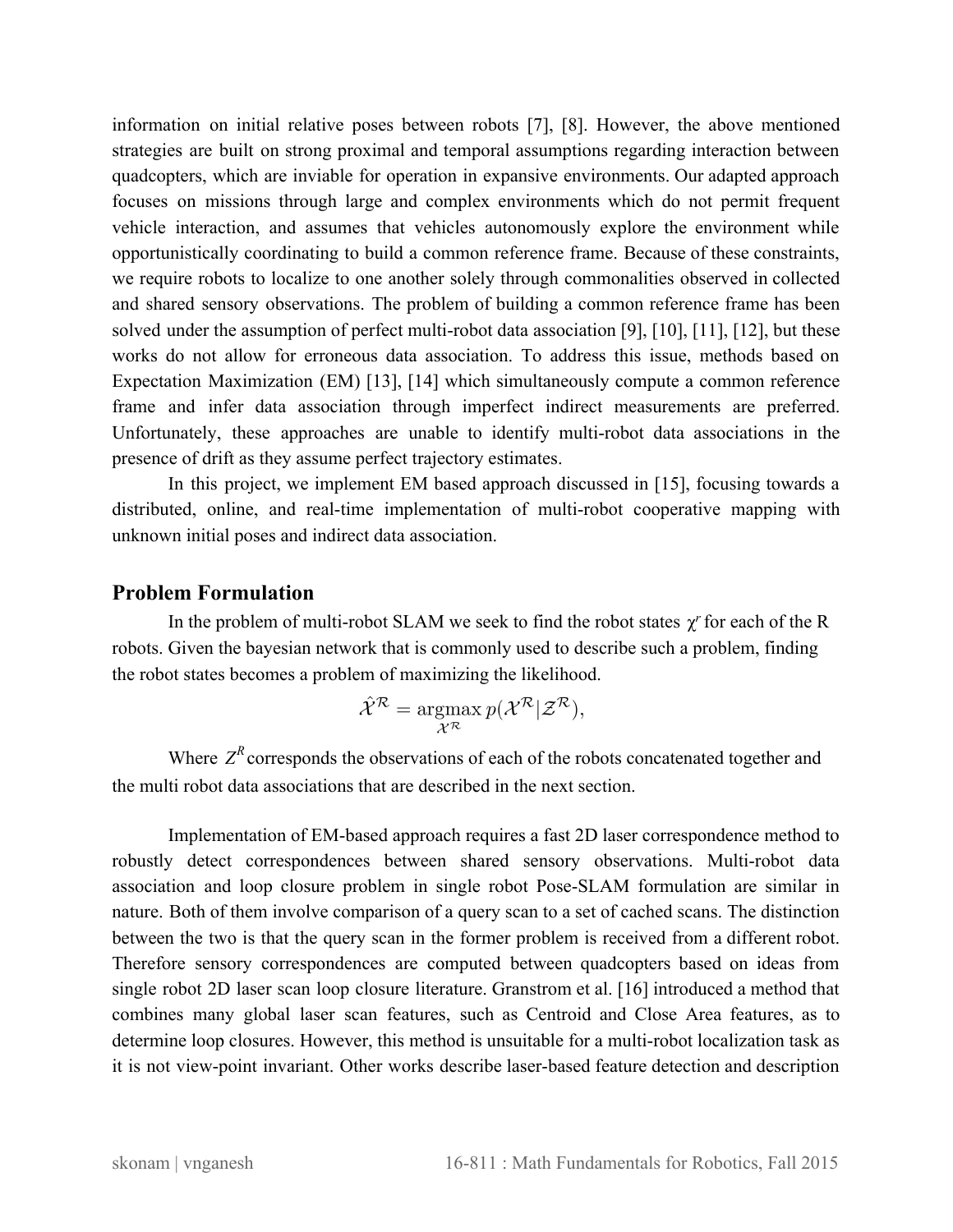information on initial relative poses between robots [7], [8]. However, the above mentioned strategies are built on strong proximal and temporal assumptions regarding interaction between quadcopters, which are inviable for operation in expansive environments. Our adapted approach focuses on missions through large and complex environments which do not permit frequent vehicle interaction, and assumes that vehicles autonomously explore the environment while opportunistically coordinating to build a common reference frame. Because of these constraints, we require robots to localize to one another solely through commonalities observed in collected and shared sensory observations. The problem of building a common reference frame has been solved under the assumption of perfect multi-robot data association [9], [10], [11], [12], but these works do not allow for erroneous data association. To address this issue, methods based on Expectation Maximization (EM) [13], [14] which simultaneously compute a common reference frame and infer data association through imperfect indirect measurements are preferred. Unfortunately, these approaches are unable to identify multi-robot data associations in the presence of drift as they assume perfect trajectory estimates.

In this project, we implement EM based approach discussed in [15], focusing towards a distributed, online, and real-time implementation of multi-robot cooperative mapping with unknown initial poses and indirect data association.

## Problem Formulation

In the problem of multi-robot SLAM we seek to find the robot states $\chi^r$ for each of the R robots. Given the bayesian network that is commonly used to describe such a problem, finding the robot states becomes a problem of maximizing the likelihood.

$$\hat{\mathcal{X}}^{\mathcal{R}} = \underset{\mathcal{X}^{\mathcal{R}}}{\operatorname{argmax}}\, p(\mathcal{X}^{\mathcal{R}} | \mathcal{Z}^{\mathcal{R}}),$$

Where $Z^R$ corresponds the observations of each of the robots concatenated together and the multi robot data associations that are described in the next section.

Implementation of EM-based approach requires a fast 2D laser correspondence method to robustly detect correspondences between shared sensory observations. Multi-robot data association and loop closure problem in single robot Pose-SLAM formulation are similar in nature. Both of them involve comparison of a query scan to a set of cached scans. The distinction between the two is that the query scan in the former problem is received from a different robot. Therefore sensory correspondences are computed between quadcopters based on ideas from single robot 2D laser scan loop closure literature. Granstrom et al. [16] introduced a method that combines many global laser scan features, such as Centroid and Close Area features, as to determine loop closures. However, this method is unsuitable for a multi-robot localization task as it is not view-point invariant. Other works describe laser-based feature detection and description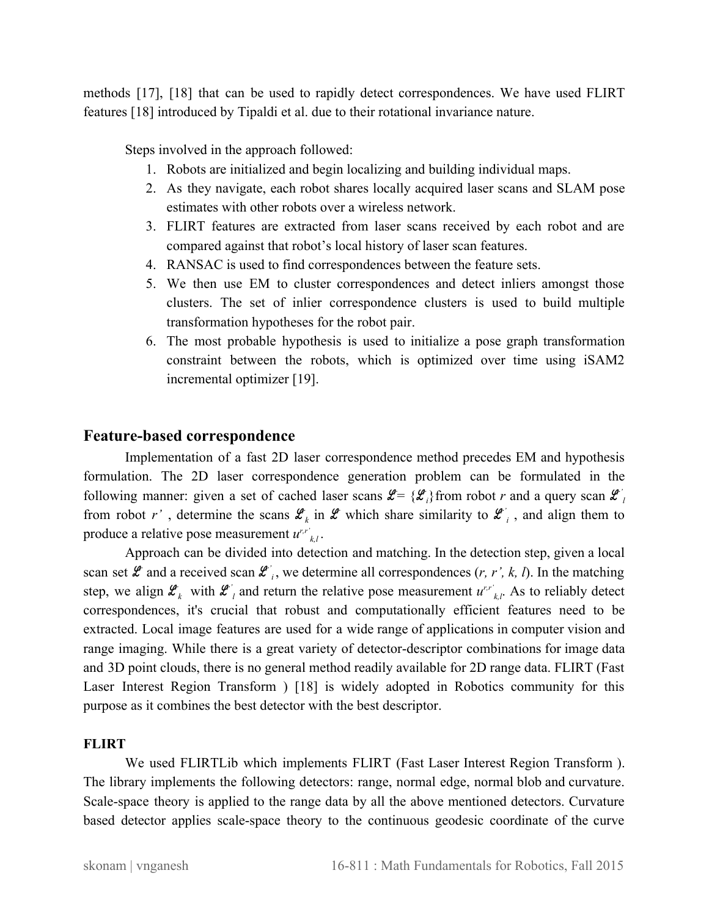methods [17], [18] that can be used to rapidly detect correspondences. We have used FLIRT features [18] introduced by Tipaldi et al. due to their rotational invariance nature.

Steps involved in the approach followed:

1. Robots are initialized and begin localizing and building individual maps.
2. As they navigate, each robot shares locally acquired laser scans and SLAM pose estimates with other robots over a wireless network.
3. FLIRT features are extracted from laser scans received by each robot and are compared against that robot's local history of laser scan features.
4. RANSAC is used to find correspondences between the feature sets.
5. We then use EM to cluster correspondences and detect inliers amongst those clusters. The set of inlier correspondence clusters is used to build multiple transformation hypotheses for the robot pair.
6. The most probable hypothesis is used to initialize a pose graph transformation constraint between the robots, which is optimized over time using iSAM2 incremental optimizer [19].

## Feature-based correspondence

Implementation of a fast 2D laser correspondence method precedes EM and hypothesis formulation. The 2D laser correspondence generation problem can be formulated in the following manner: given a set of cached laser scans $\mathscr{L}^r = \{\mathscr{L}^r_i\}$ from robot *r* and a query scan $\mathscr{L}^{r'}_l$ from robot *r'* , determine the scans $\mathscr{L}^r_k$ in $\mathscr{L}^r$ which share similarity to $\mathscr{L}^{r'}_i$ , and align them to produce a relative pose measurement $u^{r,r'}_{k,l}$.

Approach can be divided into detection and matching. In the detection step, given a local scan set $\mathscr{L}^r$ and a received scan $\mathscr{L}^{r'}_i$, we determine all correspondences (*r, r', k, l*). In the matching step, we align $\mathscr{L}^r_k$ with $\mathscr{L}^{r'}_l$ and return the relative pose measurement $u^{r,r'}_{k,l}$. As to reliably detect correspondences, it's crucial that robust and computationally efficient features need to be extracted. Local image features are used for a wide range of applications in computer vision and range imaging. While there is a great variety of detector-descriptor combinations for image data and 3D point clouds, there is no general method readily available for 2D range data. FLIRT (Fast Laser Interest Region Transform ) [18] is widely adopted in Robotics community for this purpose as it combines the best detector with the best descriptor.

### FLIRT

We used FLIRTLib which implements FLIRT (Fast Laser Interest Region Transform ). The library implements the following detectors: range, normal edge, normal blob and curvature. Scale-space theory is applied to the range data by all the above mentioned detectors. Curvature based detector applies scale-space theory to the continuous geodesic coordinate of the curve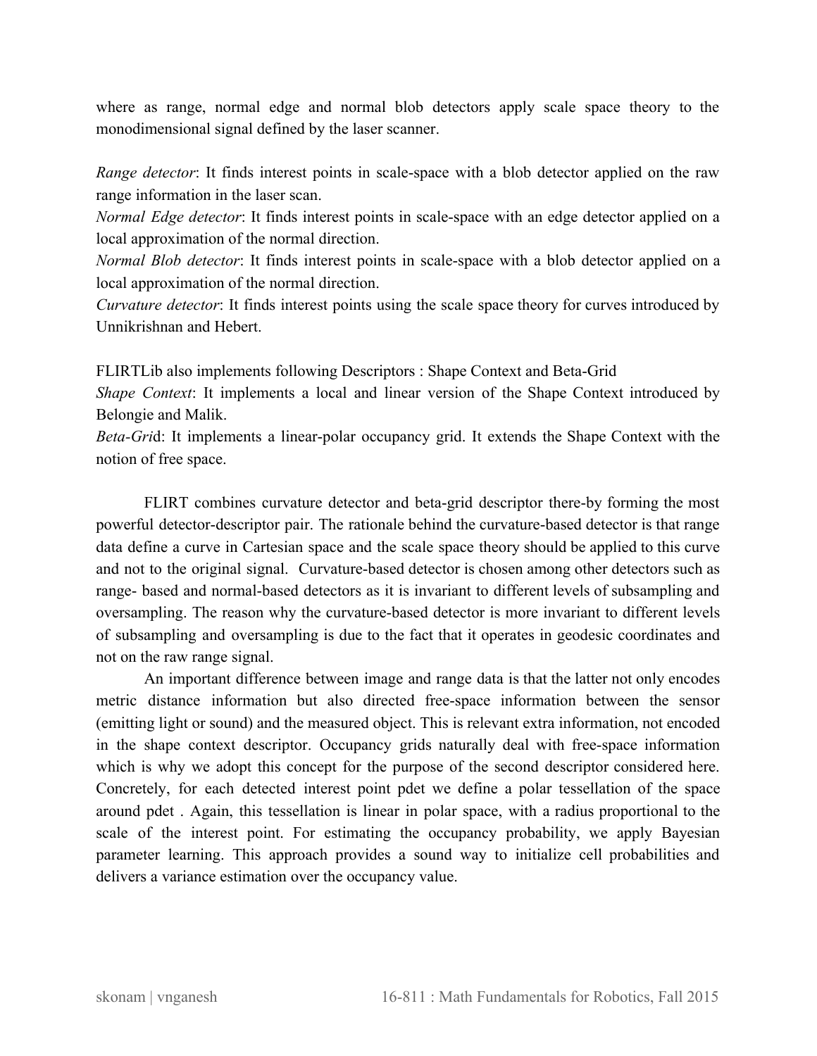where as range, normal edge and normal blob detectors apply scale space theory to the monodimensional signal defined by the laser scanner.

*Range detector*: It finds interest points in scale-space with a blob detector applied on the raw range information in the laser scan.
*Normal Edge detector*: It finds interest points in scale-space with an edge detector applied on a local approximation of the normal direction.
*Normal Blob detector*: It finds interest points in scale-space with a blob detector applied on a local approximation of the normal direction.
*Curvature detector*: It finds interest points using the scale space theory for curves introduced by Unnikrishnan and Hebert.

FLIRTLib also implements following Descriptors : Shape Context and Beta-Grid
*Shape Context*: It implements a local and linear version of the Shape Context introduced by Belongie and Malik.
*Beta-Gri*d: It implements a linear-polar occupancy grid. It extends the Shape Context with the notion of free space.

FLIRT combines curvature detector and beta-grid descriptor there-by forming the most powerful detector-descriptor pair. The rationale behind the curvature-based detector is that range data define a curve in Cartesian space and the scale space theory should be applied to this curve and not to the original signal. Curvature-based detector is chosen among other detectors such as range- based and normal-based detectors as it is invariant to different levels of subsampling and oversampling. The reason why the curvature-based detector is more invariant to different levels of subsampling and oversampling is due to the fact that it operates in geodesic coordinates and not on the raw range signal.

An important difference between image and range data is that the latter not only encodes metric distance information but also directed free-space information between the sensor (emitting light or sound) and the measured object. This is relevant extra information, not encoded in the shape context descriptor. Occupancy grids naturally deal with free-space information which is why we adopt this concept for the purpose of the second descriptor considered here. Concretely, for each detected interest point pdet we define a polar tessellation of the space around pdet . Again, this tessellation is linear in polar space, with a radius proportional to the scale of the interest point. For estimating the occupancy probability, we apply Bayesian parameter learning. This approach provides a sound way to initialize cell probabilities and delivers a variance estimation over the occupancy value.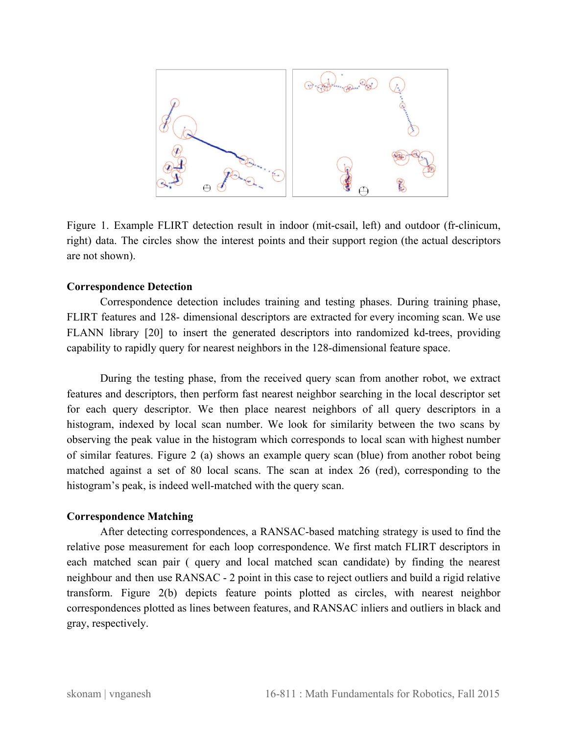Figure 1. Example FLIRT detection result in indoor (mit-csail, left) and outdoor (fr-clinicum, right) data. The circles show the interest points and their support region (the actual descriptors are not shown).

**Correspondence Detection**

Correspondence detection includes training and testing phases. During training phase, FLIRT features and 128- dimensional descriptors are extracted for every incoming scan. We use FLANN library [20] to insert the generated descriptors into randomized kd-trees, providing capability to rapidly query for nearest neighbors in the 128-dimensional feature space.

During the testing phase, from the received query scan from another robot, we extract features and descriptors, then perform fast nearest neighbor searching in the local descriptor set for each query descriptor. We then place nearest neighbors of all query descriptors in a histogram, indexed by local scan number. We look for similarity between the two scans by observing the peak value in the histogram which corresponds to local scan with highest number of similar features. Figure 2 (a) shows an example query scan (blue) from another robot being matched against a set of 80 local scans. The scan at index 26 (red), corresponding to the histogram's peak, is indeed well-matched with the query scan.

**Correspondence Matching**

After detecting correspondences, a RANSAC-based matching strategy is used to find the relative pose measurement for each loop correspondence. We first match FLIRT descriptors in each matched scan pair ( query and local matched scan candidate) by finding the nearest neighbour and then use RANSAC - 2 point in this case to reject outliers and build a rigid relative transform. Figure 2(b) depicts feature points plotted as circles, with nearest neighbor correspondences plotted as lines between features, and RANSAC inliers and outliers in black and gray, respectively.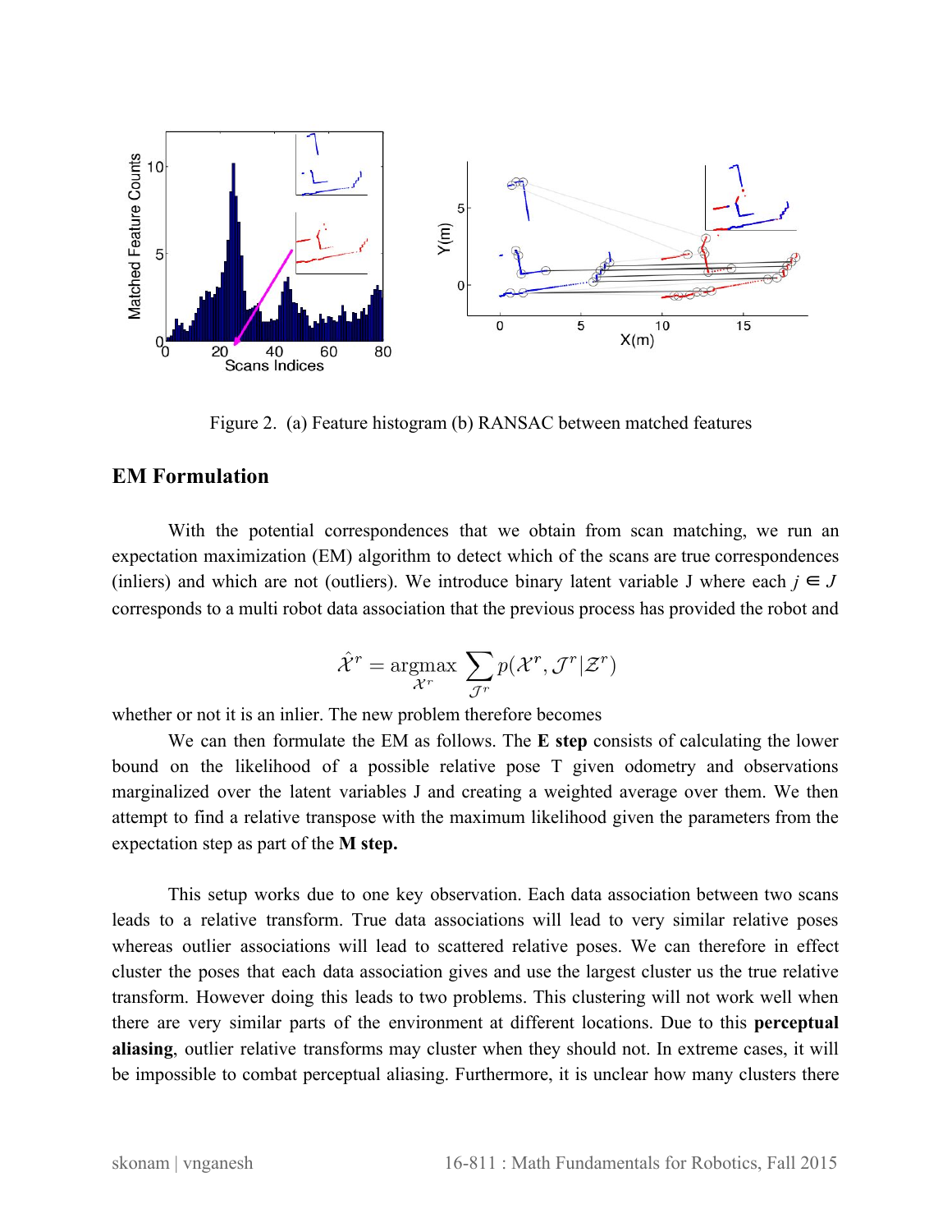Figure 2. (a) Feature histogram (b) RANSAC between matched features

## EM Formulation

With the potential correspondences that we obtain from scan matching, we run an expectation maximization (EM) algorithm to detect which of the scans are true correspondences (inliers) and which are not (outliers). We introduce binary latent variable J where each $j \in J$ corresponds to a multi robot data association that the previous process has provided the robot and

$$\hat{\mathcal{X}}^r = \underset{\mathcal{X}^r}{\operatorname{argmax}} \sum_{\mathcal{J}^r} p(\mathcal{X}^r, \mathcal{J}^r | \mathcal{Z}^r)$$

whether or not it is an inlier. The new problem therefore becomes

We can then formulate the EM as follows. The **E step** consists of calculating the lower bound on the likelihood of a possible relative pose T given odometry and observations marginalized over the latent variables J and creating a weighted average over them. We then attempt to find a relative transpose with the maximum likelihood given the parameters from the expectation step as part of the **M step.**

This setup works due to one key observation. Each data association between two scans leads to a relative transform. True data associations will lead to very similar relative poses whereas outlier associations will lead to scattered relative poses. We can therefore in effect cluster the poses that each data association gives and use the largest cluster us the true relative transform. However doing this leads to two problems. This clustering will not work well when there are very similar parts of the environment at different locations. Due to this **perceptual aliasing**, outlier relative transforms may cluster when they should not. In extreme cases, it will be impossible to combat perceptual aliasing. Furthermore, it is unclear how many clusters there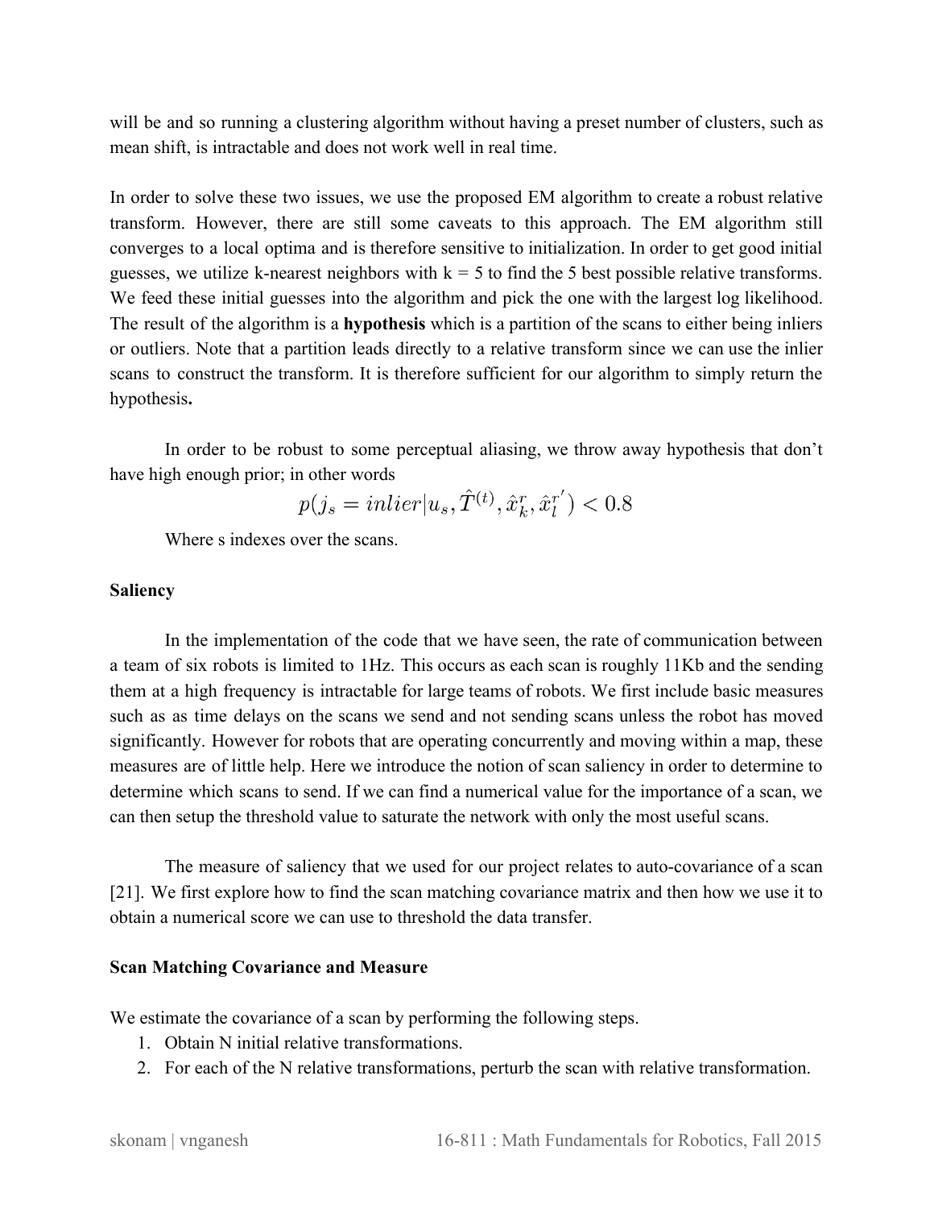will be and so running a clustering algorithm without having a preset number of clusters, such as mean shift, is intractable and does not work well in real time.

In order to solve these two issues, we use the proposed EM algorithm to create a robust relative transform. However, there are still some caveats to this approach. The EM algorithm still converges to a local optima and is therefore sensitive to initialization. In order to get good initial guesses, we utilize k-nearest neighbors with k = 5 to find the 5 best possible relative transforms. We feed these initial guesses into the algorithm and pick the one with the largest log likelihood. The result of the algorithm is a **hypothesis** which is a partition of the scans to either being inliers or outliers. Note that a partition leads directly to a relative transform since we can use the inlier scans to construct the transform. It is therefore sufficient for our algorithm to simply return the hypothesis**.**

In order to be robust to some perceptual aliasing, we throw away hypothesis that don't have high enough prior; in other words

$$p(j_s = inlier | u_s, \hat{T}^{(t)}, \hat{x}_k^r, \hat{x}_l^{r'}) < 0.8$$

Where s indexes over the scans.

**Saliency**

In the implementation of the code that we have seen, the rate of communication between a team of six robots is limited to 1Hz. This occurs as each scan is roughly 11Kb and the sending them at a high frequency is intractable for large teams of robots. We first include basic measures such as as time delays on the scans we send and not sending scans unless the robot has moved significantly. However for robots that are operating concurrently and moving within a map, these measures are of little help. Here we introduce the notion of scan saliency in order to determine to determine which scans to send. If we can find a numerical value for the importance of a scan, we can then setup the threshold value to saturate the network with only the most useful scans.

The measure of saliency that we used for our project relates to auto-covariance of a scan [21]. We first explore how to find the scan matching covariance matrix and then how we use it to obtain a numerical score we can use to threshold the data transfer.

**Scan Matching Covariance and Measure**

We estimate the covariance of a scan by performing the following steps.

1. Obtain N initial relative transformations.
2. For each of the N relative transformations, perturb the scan with relative transformation.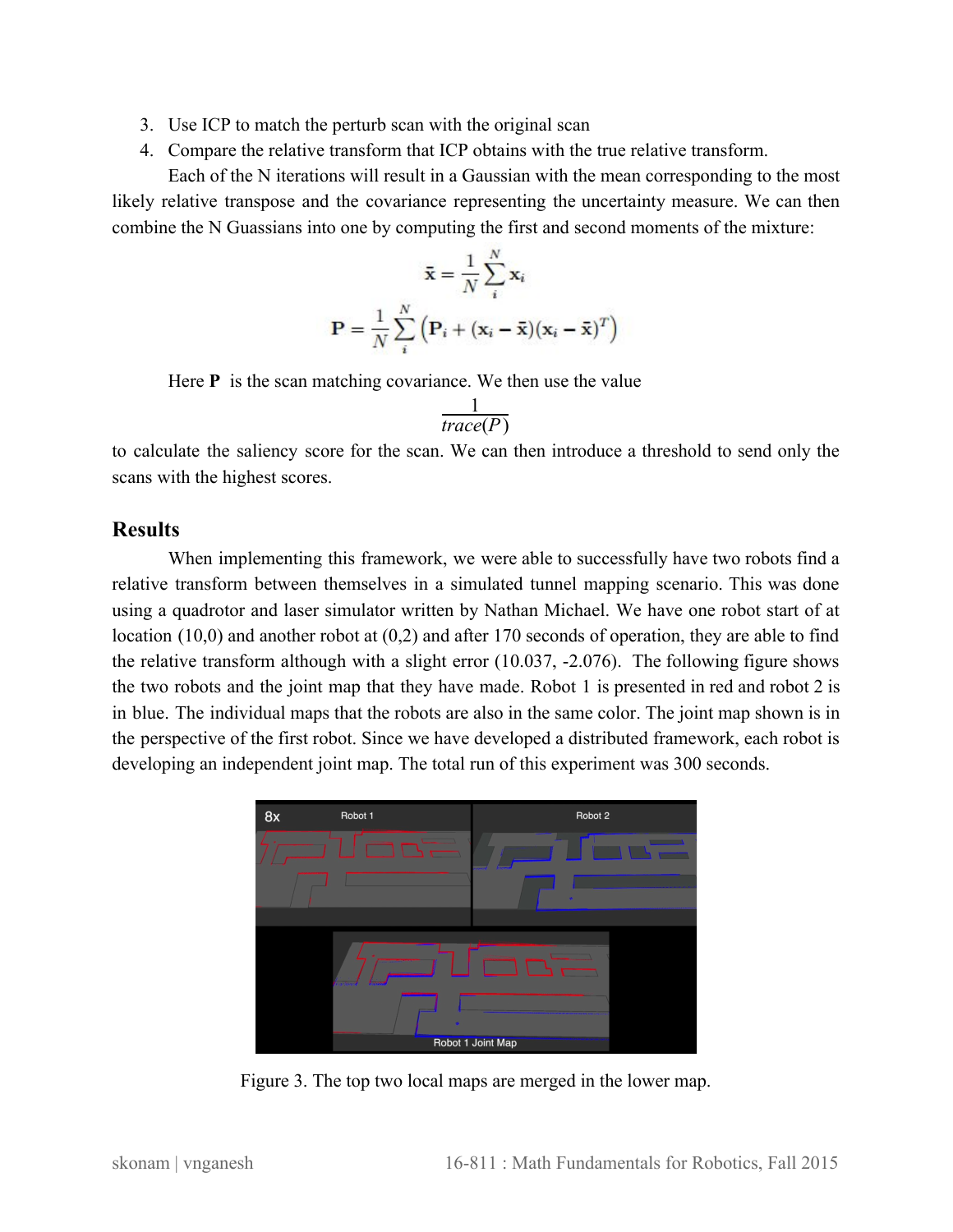3. Use ICP to match the perturb scan with the original scan
4. Compare the relative transform that ICP obtains with the true relative transform.

Each of the N iterations will result in a Gaussian with the mean corresponding to the most likely relative transpose and the covariance representing the uncertainty measure. We can then combine the N Guassians into one by computing the first and second moments of the mixture:

$$\bar{\mathbf{x}} = \frac{1}{N}\sum_{i}^{N}\mathbf{x}_i$$

$$\mathbf{P} = \frac{1}{N}\sum_{i}^{N}\left(\mathbf{P}_i + (\mathbf{x}_i - \bar{\mathbf{x}})(\mathbf{x}_i - \bar{\mathbf{x}})^T\right)$$

Here **P** is the scan matching covariance. We then use the value

$$\frac{1}{trace(P)}$$

to calculate the saliency score for the scan. We can then introduce a threshold to send only the scans with the highest scores.

## Results

When implementing this framework, we were able to successfully have two robots find a relative transform between themselves in a simulated tunnel mapping scenario. This was done using a quadrotor and laser simulator written by Nathan Michael. We have one robot start of at location (10,0) and another robot at (0,2) and after 170 seconds of operation, they are able to find the relative transform although with a slight error (10.037, -2.076). The following figure shows the two robots and the joint map that they have made. Robot 1 is presented in red and robot 2 is in blue. The individual maps that the robots are also in the same color. The joint map shown is in the perspective of the first robot. Since we have developed a distributed framework, each robot is developing an independent joint map. The total run of this experiment was 300 seconds.

Figure 3. The top two local maps are merged in the lower map.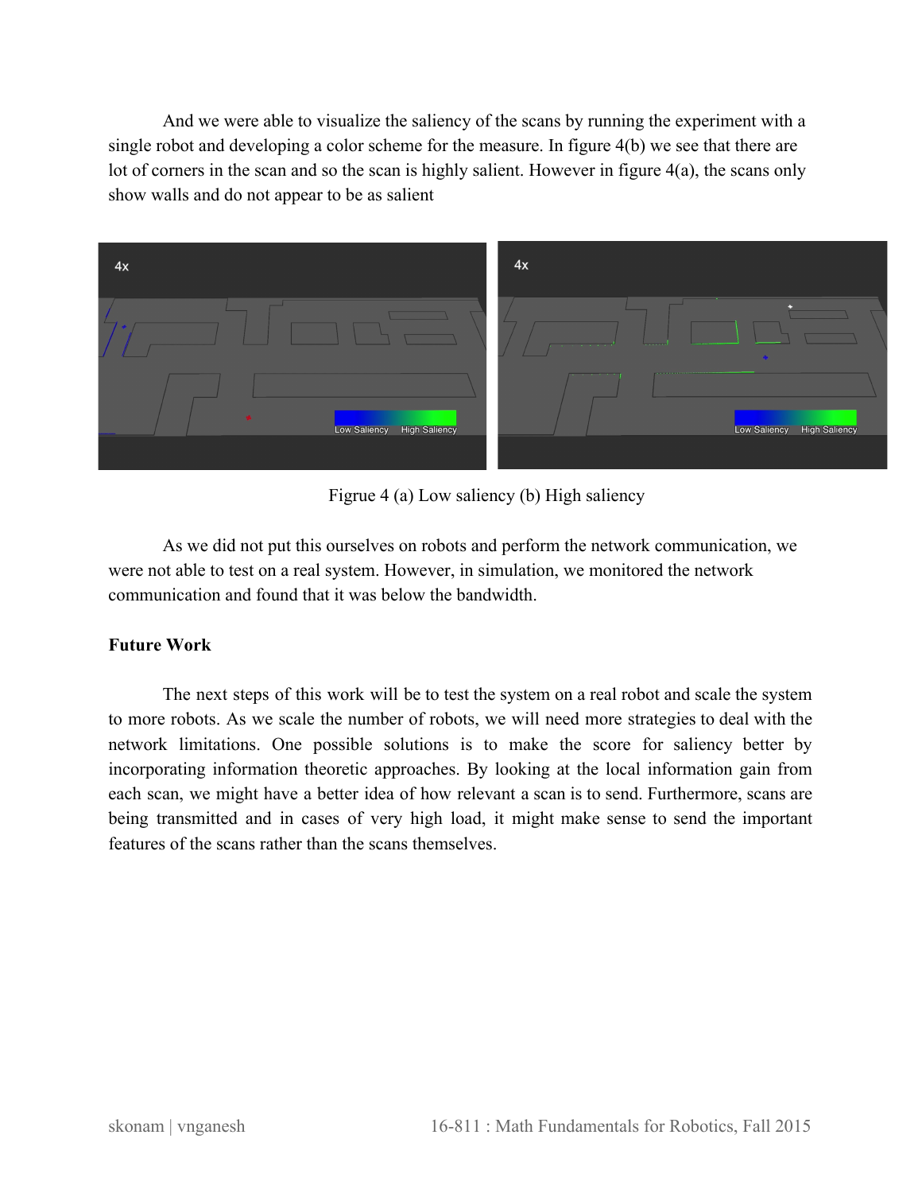And we were able to visualize the saliency of the scans by running the experiment with a single robot and developing a color scheme for the measure. In figure 4(b) we see that there are lot of corners in the scan and so the scan is highly salient. However in figure 4(a), the scans only show walls and do not appear to be as salient

Figrue 4 (a) Low saliency (b) High saliency

As we did not put this ourselves on robots and perform the network communication, we were not able to test on a real system. However, in simulation, we monitored the network communication and found that it was below the bandwidth.

**Future Work**

The next steps of this work will be to test the system on a real robot and scale the system to more robots. As we scale the number of robots, we will need more strategies to deal with the network limitations. One possible solutions is to make the score for saliency better by incorporating information theoretic approaches. By looking at the local information gain from each scan, we might have a better idea of how relevant a scan is to send. Furthermore, scans are being transmitted and in cases of very high load, it might make sense to send the important features of the scans rather than the scans themselves.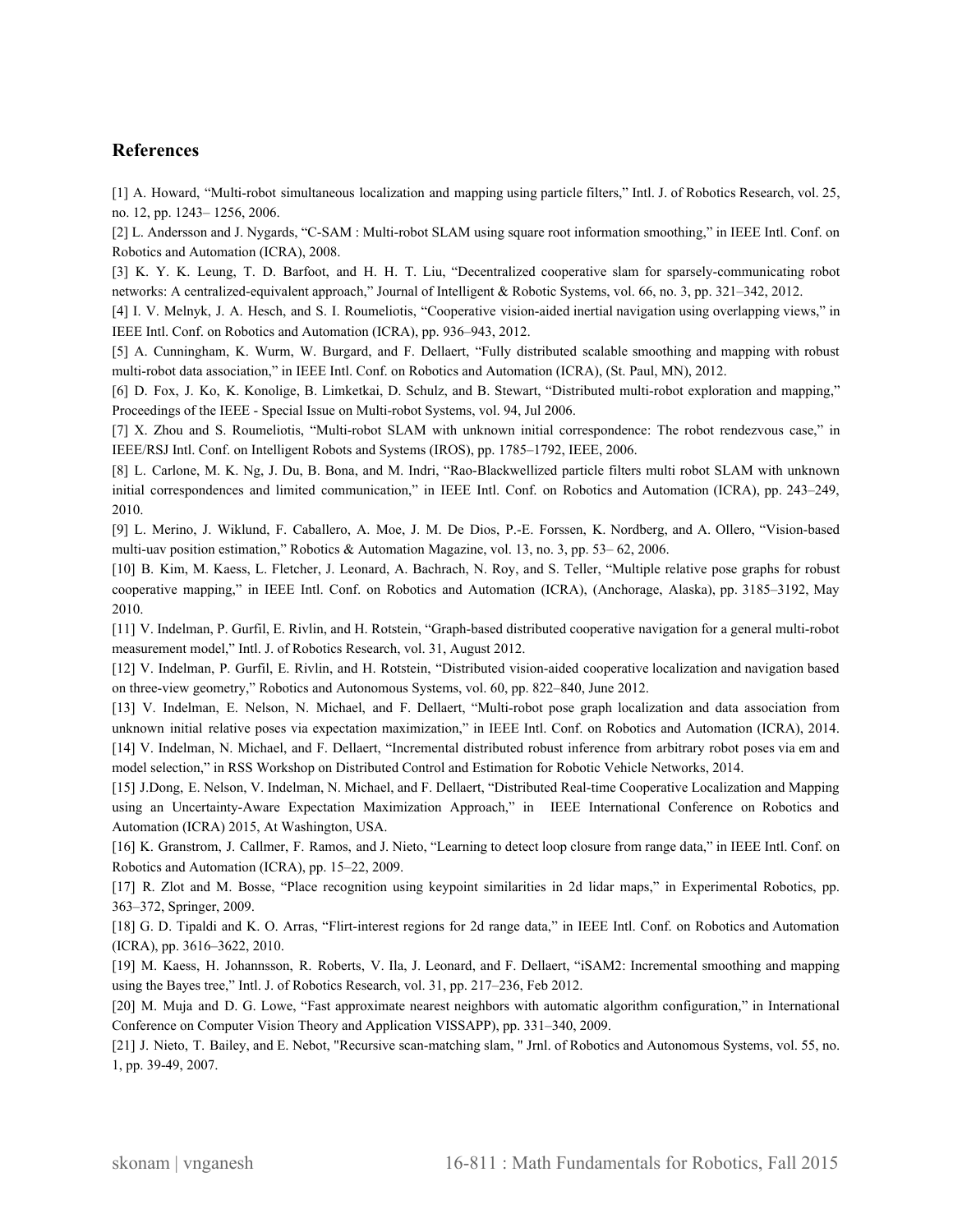## References

[1] A. Howard, "Multi-robot simultaneous localization and mapping using particle filters," Intl. J. of Robotics Research, vol. 25, no. 12, pp. 1243– 1256, 2006.

[2] L. Andersson and J. Nygards, "C-SAM : Multi-robot SLAM using square root information smoothing," in IEEE Intl. Conf. on Robotics and Automation (ICRA), 2008.

[3] K. Y. K. Leung, T. D. Barfoot, and H. H. T. Liu, "Decentralized cooperative slam for sparsely-communicating robot networks: A centralized-equivalent approach," Journal of Intelligent & Robotic Systems, vol. 66, no. 3, pp. 321–342, 2012.

[4] I. V. Melnyk, J. A. Hesch, and S. I. Roumeliotis, "Cooperative vision-aided inertial navigation using overlapping views," in IEEE Intl. Conf. on Robotics and Automation (ICRA), pp. 936–943, 2012.

[5] A. Cunningham, K. Wurm, W. Burgard, and F. Dellaert, "Fully distributed scalable smoothing and mapping with robust multi-robot data association," in IEEE Intl. Conf. on Robotics and Automation (ICRA), (St. Paul, MN), 2012.

[6] D. Fox, J. Ko, K. Konolige, B. Limketkai, D. Schulz, and B. Stewart, "Distributed multi-robot exploration and mapping," Proceedings of the IEEE - Special Issue on Multi-robot Systems, vol. 94, Jul 2006.

[7] X. Zhou and S. Roumeliotis, "Multi-robot SLAM with unknown initial correspondence: The robot rendezvous case," in IEEE/RSJ Intl. Conf. on Intelligent Robots and Systems (IROS), pp. 1785–1792, IEEE, 2006.

[8] L. Carlone, M. K. Ng, J. Du, B. Bona, and M. Indri, "Rao-Blackwellized particle filters multi robot SLAM with unknown initial correspondences and limited communication," in IEEE Intl. Conf. on Robotics and Automation (ICRA), pp. 243–249, 2010.

[9] L. Merino, J. Wiklund, F. Caballero, A. Moe, J. M. De Dios, P.-E. Forssen, K. Nordberg, and A. Ollero, "Vision-based multi-uav position estimation," Robotics & Automation Magazine, vol. 13, no. 3, pp. 53– 62, 2006.

[10] B. Kim, M. Kaess, L. Fletcher, J. Leonard, A. Bachrach, N. Roy, and S. Teller, "Multiple relative pose graphs for robust cooperative mapping," in IEEE Intl. Conf. on Robotics and Automation (ICRA), (Anchorage, Alaska), pp. 3185–3192, May 2010.

[11] V. Indelman, P. Gurfil, E. Rivlin, and H. Rotstein, "Graph-based distributed cooperative navigation for a general multi-robot measurement model," Intl. J. of Robotics Research, vol. 31, August 2012.

[12] V. Indelman, P. Gurfil, E. Rivlin, and H. Rotstein, "Distributed vision-aided cooperative localization and navigation based on three-view geometry," Robotics and Autonomous Systems, vol. 60, pp. 822–840, June 2012.

[13] V. Indelman, E. Nelson, N. Michael, and F. Dellaert, "Multi-robot pose graph localization and data association from unknown initial relative poses via expectation maximization," in IEEE Intl. Conf. on Robotics and Automation (ICRA), 2014.

[14] V. Indelman, N. Michael, and F. Dellaert, "Incremental distributed robust inference from arbitrary robot poses via em and model selection," in RSS Workshop on Distributed Control and Estimation for Robotic Vehicle Networks, 2014.

[15] J.Dong, E. Nelson, V. Indelman, N. Michael, and F. Dellaert, "Distributed Real-time Cooperative Localization and Mapping using an Uncertainty-Aware Expectation Maximization Approach," in IEEE International Conference on Robotics and Automation (ICRA) 2015, At Washington, USA.

[16] K. Granstrom, J. Callmer, F. Ramos, and J. Nieto, "Learning to detect loop closure from range data," in IEEE Intl. Conf. on Robotics and Automation (ICRA), pp. 15–22, 2009.

[17] R. Zlot and M. Bosse, "Place recognition using keypoint similarities in 2d lidar maps," in Experimental Robotics, pp. 363–372, Springer, 2009.

[18] G. D. Tipaldi and K. O. Arras, "Flirt-interest regions for 2d range data," in IEEE Intl. Conf. on Robotics and Automation (ICRA), pp. 3616–3622, 2010.

[19] M. Kaess, H. Johannsson, R. Roberts, V. Ila, J. Leonard, and F. Dellaert, "iSAM2: Incremental smoothing and mapping using the Bayes tree," Intl. J. of Robotics Research, vol. 31, pp. 217–236, Feb 2012.

[20] M. Muja and D. G. Lowe, "Fast approximate nearest neighbors with automatic algorithm configuration," in International Conference on Computer Vision Theory and Application VISSAPP), pp. 331–340, 2009.

[21] J. Nieto, T. Bailey, and E. Nebot, "Recursive scan-matching slam, " Jrnl. of Robotics and Autonomous Systems, vol. 55, no. 1, pp. 39-49, 2007.